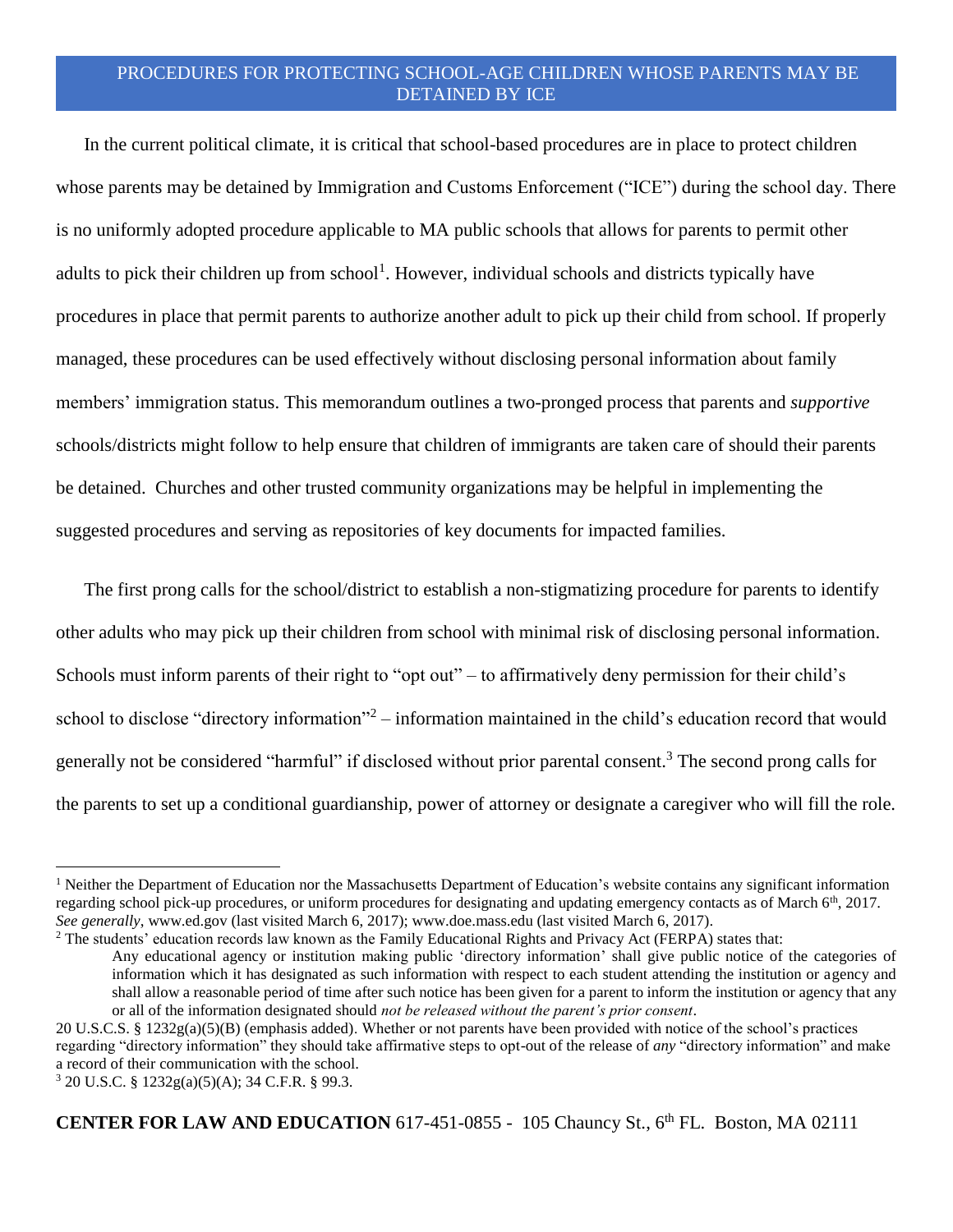# PROCEDURES FOR PROTECTING SCHOOL-AGE CHILDREN WHOSE PARENTS MAY BE DETAINED BY ICE

In the current political climate, it is critical that school-based procedures are in place to protect children whose parents may be detained by Immigration and Customs Enforcement ("ICE") during the school day. There is no uniformly adopted procedure applicable to MA public schools that allows for parents to permit other adults to pick their children up from school[1]. However, individual schools and districts typically have procedures in place that permit parents to authorize another adult to pick up their child from school. If properly managed, these procedures can be used effectively without disclosing personal information about family members' immigration status. This memorandum outlines a two-pronged process that parents and *supportive* schools/districts might follow to help ensure that children of immigrants are taken care of should their parents be detained. Churches and other trusted community organizations may be helpful in implementing the suggested procedures and serving as repositories of key documents for impacted families.

The first prong calls for the school/district to establish a non-stigmatizing procedure for parents to identify other adults who may pick up their children from school with minimal risk of disclosing personal information. Schools must inform parents of their right to "opt out" – to affirmatively deny permission for their child's school to disclose "directory information"[2] – information maintained in the child's education record that would generally not be considered "harmful" if disclosed without prior parental consent.[3] The second prong calls for the parents to set up a conditional guardianship, power of attorney or designate a caregiver who will fill the role.

---

[1] Neither the Department of Education nor the Massachusetts Department of Education's website contains any significant information regarding school pick-up procedures, or uniform procedures for designating and updating emergency contacts as of March 6th, 2017. *See generally*, www.ed.gov (last visited March 6, 2017); www.doe.mass.edu (last visited March 6, 2017).

[2] The students' education records law known as the Family Educational Rights and Privacy Act (FERPA) states that:

> Any educational agency or institution making public 'directory information' shall give public notice of the categories of information which it has designated as such information with respect to each student attending the institution or agency and shall allow a reasonable period of time after such notice has been given for a parent to inform the institution or agency that any or all of the information designated should *not be released without the parent's prior consent*.

20 U.S.C.S. § 1232g(a)(5)(B) (emphasis added). Whether or not parents have been provided with notice of the school's practices regarding "directory information" they should take affirmative steps to opt-out of the release of *any* "directory information" and make a record of their communication with the school.

[3] 20 U.S.C. § 1232g(a)(5)(A); 34 C.F.R. § 99.3.

**CENTER FOR LAW AND EDUCATION** 617-451-0855 - 105 Chauncy St., 6th FL. Boston, MA 02111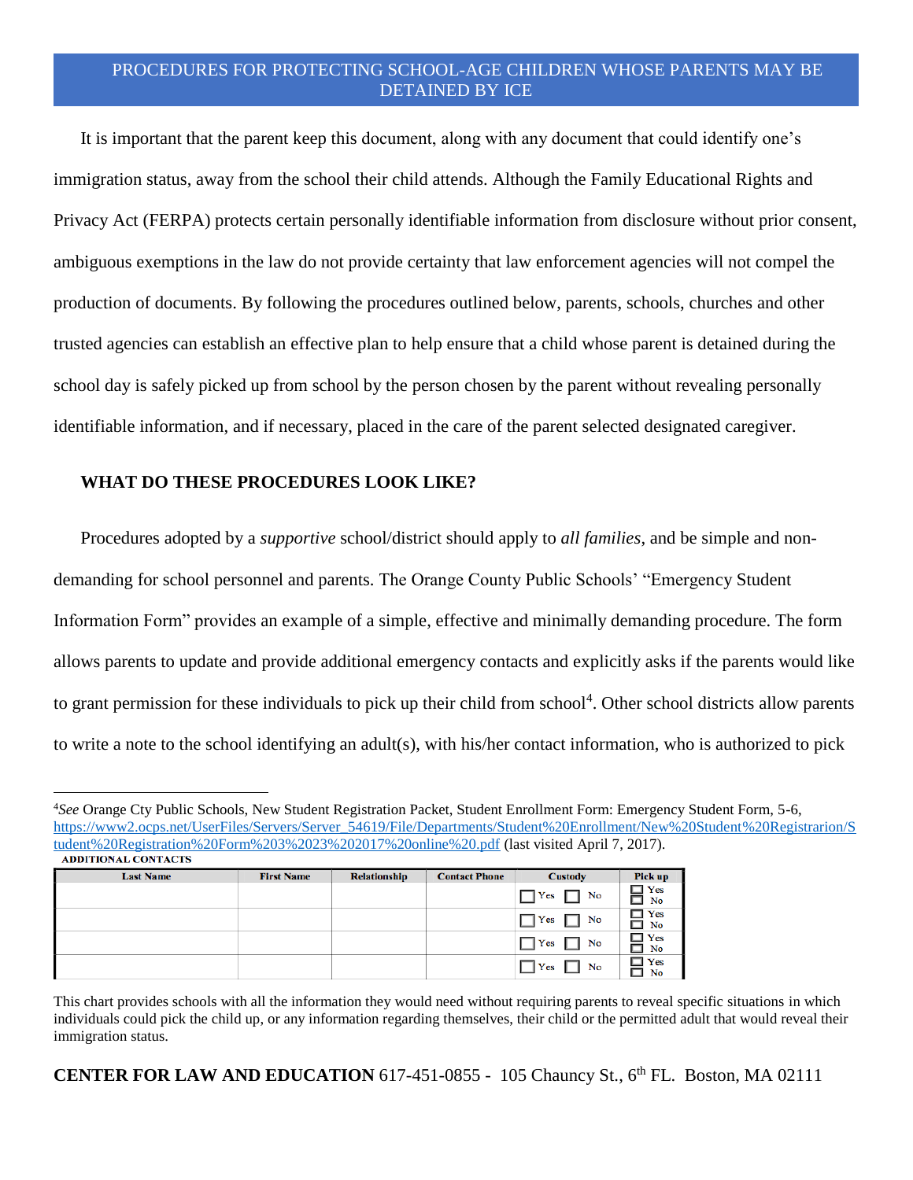## PROCEDURES FOR PROTECTING SCHOOL-AGE CHILDREN WHOSE PARENTS MAY BE DETAINED BY ICE

It is important that the parent keep this document, along with any document that could identify one's immigration status, away from the school their child attends. Although the Family Educational Rights and Privacy Act (FERPA) protects certain personally identifiable information from disclosure without prior consent, ambiguous exemptions in the law do not provide certainty that law enforcement agencies will not compel the production of documents. By following the procedures outlined below, parents, schools, churches and other trusted agencies can establish an effective plan to help ensure that a child whose parent is detained during the school day is safely picked up from school by the person chosen by the parent without revealing personally identifiable information, and if necessary, placed in the care of the parent selected designated caregiver.

### WHAT DO THESE PROCEDURES LOOK LIKE?

Procedures adopted by a *supportive* school/district should apply to *all families*, and be simple and non-demanding for school personnel and parents. The Orange County Public Schools' "Emergency Student Information Form" provides an example of a simple, effective and minimally demanding procedure. The form allows parents to update and provide additional emergency contacts and explicitly asks if the parents would like to grant permission for these individuals to pick up their child from school[4]. Other school districts allow parents to write a note to the school identifying an adult(s), with his/her contact information, who is authorized to pick

[4]*See* Orange Cty Public Schools, New Student Registration Packet, Student Enrollment Form: Emergency Student Form, 5-6, https://www2.ocps.net/UserFiles/Servers/Server_54619/File/Departments/Student%20Enrollment/New%20Student%20Registrarion/Student%20Registration%20Form%203%2023%202017%20online%20.pdf (last visited April 7, 2017).

**ADDITIONAL CONTACTS**

| Last Name | First Name | Relationship | Contact Phone | Custody | Pick up |
|---|---|---|---|---|---|
| | | | | ☐ Yes ☐ No | ☐ Yes ☐ No |
| | | | | ☐ Yes ☐ No | ☐ Yes ☐ No |
| | | | | ☐ Yes ☐ No | ☐ Yes ☐ No |
| | | | | ☐ Yes ☐ No | ☐ Yes ☐ No |

This chart provides schools with all the information they would need without requiring parents to reveal specific situations in which individuals could pick the child up, or any information regarding themselves, their child or the permitted adult that would reveal their immigration status.

**CENTER FOR LAW AND EDUCATION** 617-451-0855 - 105 Chauncy St., 6th FL. Boston, MA 02111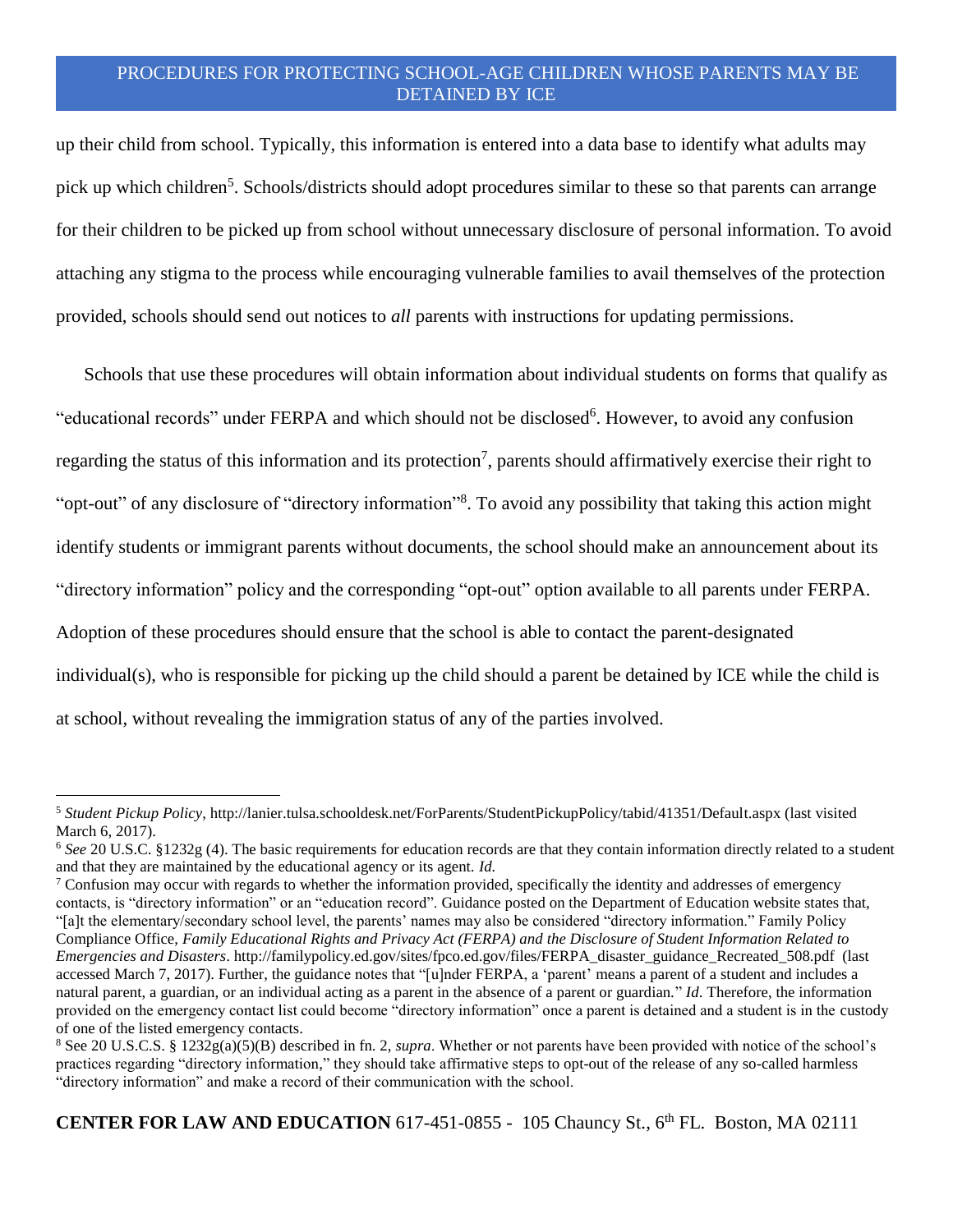up their child from school. Typically, this information is entered into a data base to identify what adults may pick up which children[5]. Schools/districts should adopt procedures similar to these so that parents can arrange for their children to be picked up from school without unnecessary disclosure of personal information. To avoid attaching any stigma to the process while encouraging vulnerable families to avail themselves of the protection provided, schools should send out notices to *all* parents with instructions for updating permissions.

Schools that use these procedures will obtain information about individual students on forms that qualify as "educational records" under FERPA and which should not be disclosed[6]. However, to avoid any confusion regarding the status of this information and its protection[7], parents should affirmatively exercise their right to "opt-out" of any disclosure of "directory information"[8]. To avoid any possibility that taking this action might identify students or immigrant parents without documents, the school should make an announcement about its "directory information" policy and the corresponding "opt-out" option available to all parents under FERPA. Adoption of these procedures should ensure that the school is able to contact the parent-designated individual(s), who is responsible for picking up the child should a parent be detained by ICE while the child is at school, without revealing the immigration status of any of the parties involved.

---

[5] *Student Pickup Policy*, http://lanier.tulsa.schooldesk.net/ForParents/StudentPickupPolicy/tabid/41351/Default.aspx (last visited March 6, 2017).

[6] *See* 20 U.S.C. §1232g (4). The basic requirements for education records are that they contain information directly related to a student and that they are maintained by the educational agency or its agent. *Id.*

[7] Confusion may occur with regards to whether the information provided, specifically the identity and addresses of emergency contacts, is "directory information" or an "education record". Guidance posted on the Department of Education website states that, "[a]t the elementary/secondary school level, the parents' names may also be considered "directory information." Family Policy Compliance Office, *Family Educational Rights and Privacy Act (FERPA) and the Disclosure of Student Information Related to Emergencies and Disasters*. http://familypolicy.ed.gov/sites/fpco.ed.gov/files/FERPA_disaster_guidance_Recreated_508.pdf (last accessed March 7, 2017). Further, the guidance notes that "[u]nder FERPA, a 'parent' means a parent of a student and includes a natural parent, a guardian, or an individual acting as a parent in the absence of a parent or guardian." *Id*. Therefore, the information provided on the emergency contact list could become "directory information" once a parent is detained and a student is in the custody of one of the listed emergency contacts.

[8] See 20 U.S.C.S. § 1232g(a)(5)(B) described in fn. 2, *supra*. Whether or not parents have been provided with notice of the school's practices regarding "directory information," they should take affirmative steps to opt-out of the release of any so-called harmless "directory information" and make a record of their communication with the school.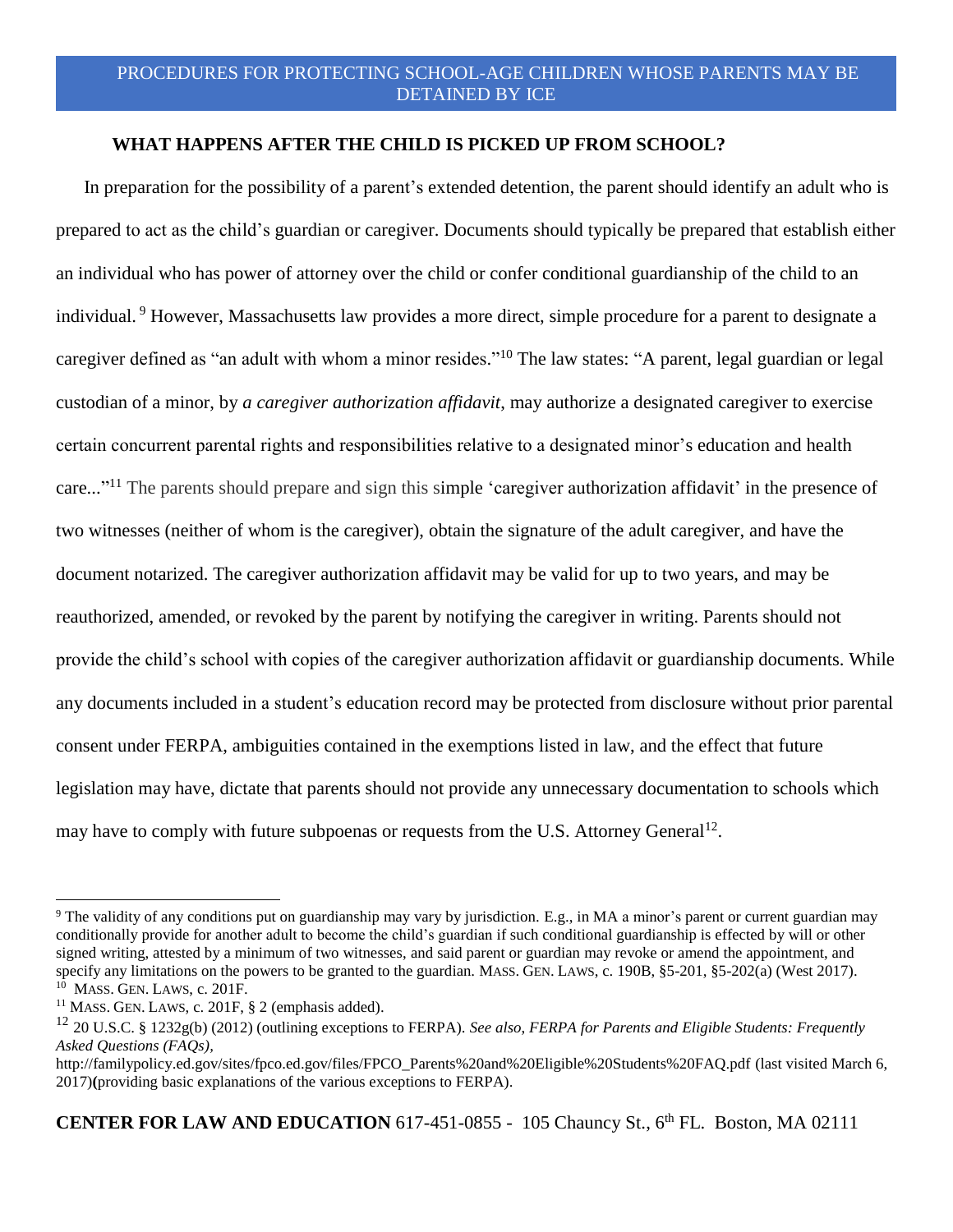### WHAT HAPPENS AFTER THE CHILD IS PICKED UP FROM SCHOOL?

In preparation for the possibility of a parent's extended detention, the parent should identify an adult who is prepared to act as the child's guardian or caregiver. Documents should typically be prepared that establish either an individual who has power of attorney over the child or confer conditional guardianship of the child to an individual.[9] However, Massachusetts law provides a more direct, simple procedure for a parent to designate a caregiver defined as "an adult with whom a minor resides."[10] The law states: "A parent, legal guardian or legal custodian of a minor, by *a caregiver authorization affidavit*, may authorize a designated caregiver to exercise certain concurrent parental rights and responsibilities relative to a designated minor's education and health care..."[11] The parents should prepare and sign this simple 'caregiver authorization affidavit' in the presence of two witnesses (neither of whom is the caregiver), obtain the signature of the adult caregiver, and have the document notarized. The caregiver authorization affidavit may be valid for up to two years, and may be reauthorized, amended, or revoked by the parent by notifying the caregiver in writing. Parents should not provide the child's school with copies of the caregiver authorization affidavit or guardianship documents. While any documents included in a student's education record may be protected from disclosure without prior parental consent under FERPA, ambiguities contained in the exemptions listed in law, and the effect that future legislation may have, dictate that parents should not provide any unnecessary documentation to schools which may have to comply with future subpoenas or requests from the U.S. Attorney General[12].

---

[9] The validity of any conditions put on guardianship may vary by jurisdiction. E.g., in MA a minor's parent or current guardian may conditionally provide for another adult to become the child's guardian if such conditional guardianship is effected by will or other signed writing, attested by a minimum of two witnesses, and said parent or guardian may revoke or amend the appointment, and specify any limitations on the powers to be granted to the guardian. MASS. GEN. LAWS, c. 190B, §5-201, §5-202(a) (West 2017).

[10] MASS. GEN. LAWS, c. 201F.

[11] MASS. GEN. LAWS, c. 201F, § 2 (emphasis added).

[12] 20 U.S.C. § 1232g(b) (2012) (outlining exceptions to FERPA). *See also, FERPA for Parents and Eligible Students: Frequently Asked Questions (FAQs),* http://familypolicy.ed.gov/sites/fpco.ed.gov/files/FPCO_Parents%20and%20Eligible%20Students%20FAQ.pdf (last visited March 6, 2017)**(**providing basic explanations of the various exceptions to FERPA).